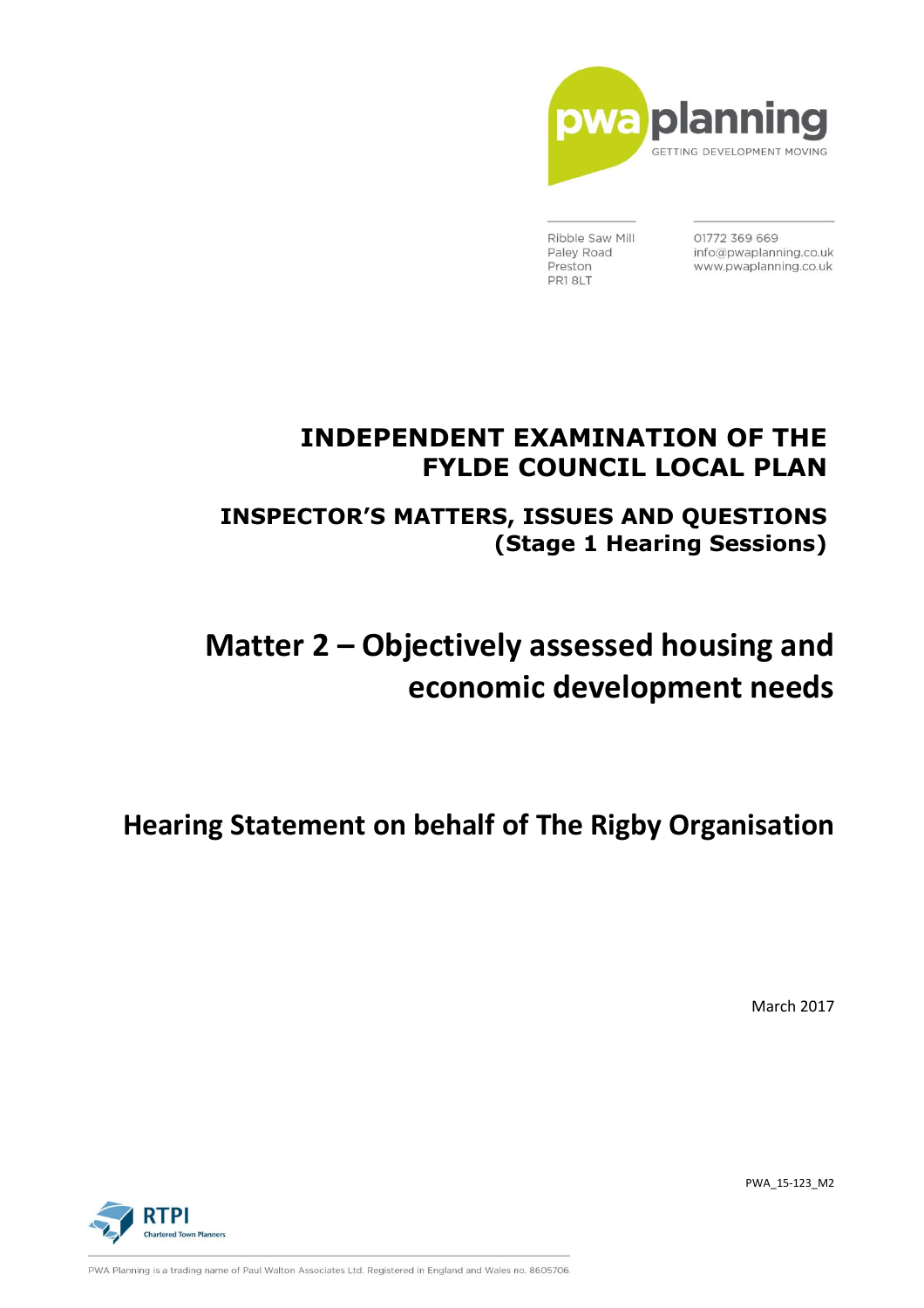pwa planning

GETTING DEVELOPMENT MOVING

Ribble Saw Mill
Paley Road
Preston
PR1 8LT

01772 369 669
info@pwaplanning.co.uk
www.pwaplanning.co.uk

# INDEPENDENT EXAMINATION OF THE FYLDE COUNCIL LOCAL PLAN

## INSPECTOR'S MATTERS, ISSUES AND QUESTIONS (Stage 1 Hearing Sessions)

# Matter 2 – Objectively assessed housing and economic development needs

## Hearing Statement on behalf of The Rigby Organisation

March 2017

PWA_15-123_M2

RTPI Chartered Town Planners

PWA Planning is a trading name of Paul Walton Associates Ltd. Registered in England and Wales no. 8605706.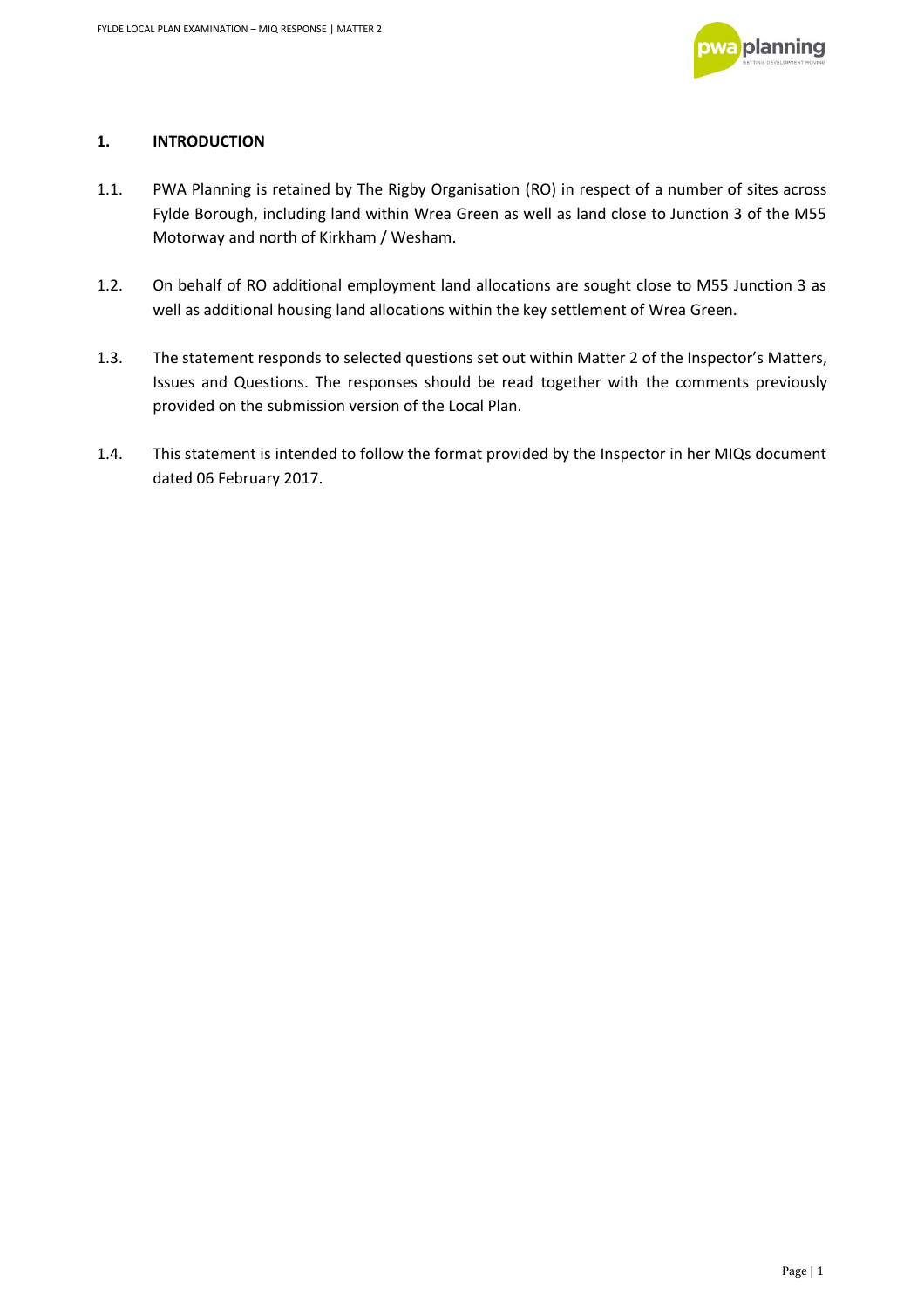## 1. INTRODUCTION

1.1. PWA Planning is retained by The Rigby Organisation (RO) in respect of a number of sites across Fylde Borough, including land within Wrea Green as well as land close to Junction 3 of the M55 Motorway and north of Kirkham / Wesham.

1.2. On behalf of RO additional employment land allocations are sought close to M55 Junction 3 as well as additional housing land allocations within the key settlement of Wrea Green.

1.3. The statement responds to selected questions set out within Matter 2 of the Inspector's Matters, Issues and Questions. The responses should be read together with the comments previously provided on the submission version of the Local Plan.

1.4. This statement is intended to follow the format provided by the Inspector in her MIQs document dated 06 February 2017.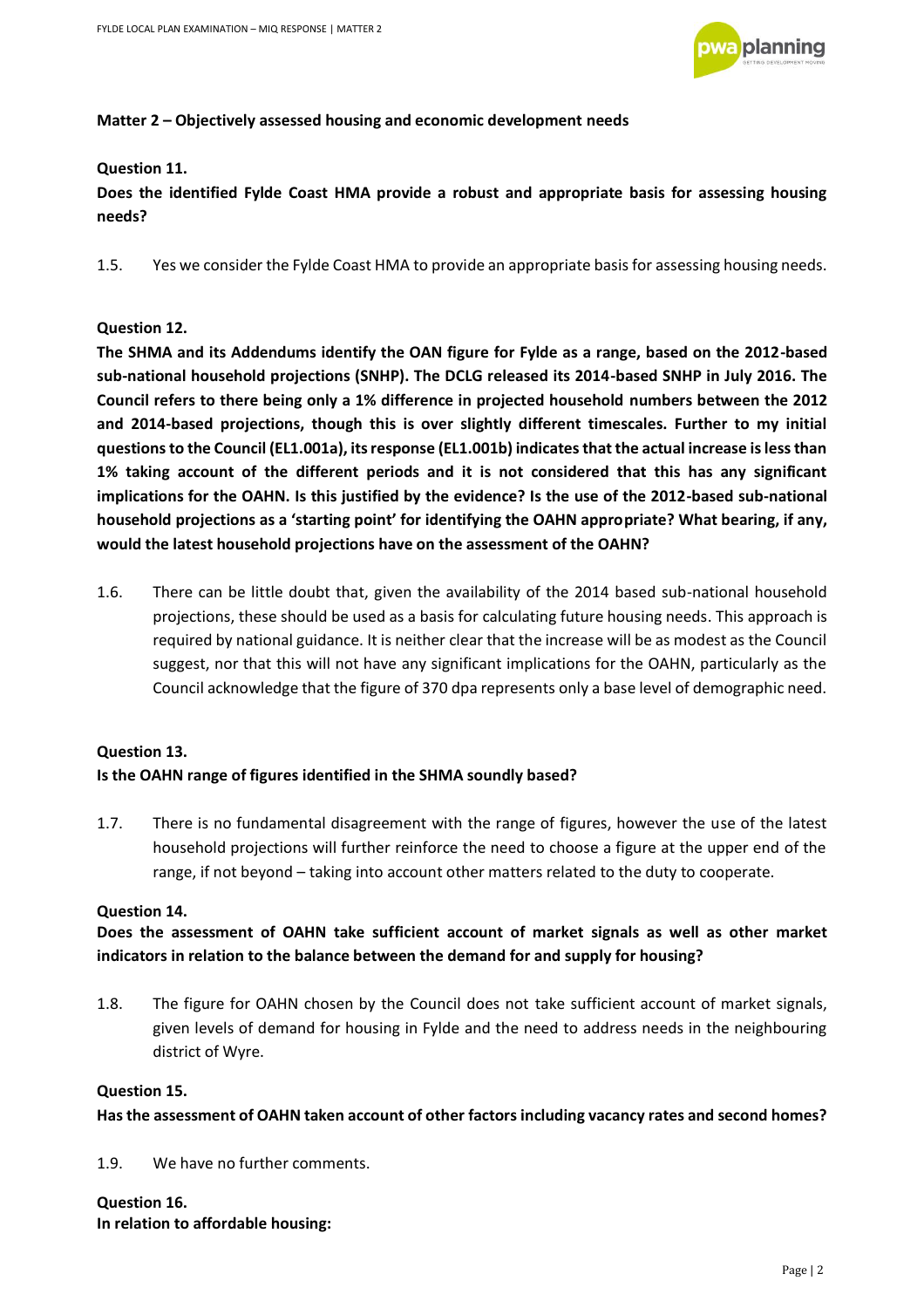## Matter 2 – Objectively assessed housing and economic development needs

**Question 11.**

**Does the identified Fylde Coast HMA provide a robust and appropriate basis for assessing housing needs?**

1.5. Yes we consider the Fylde Coast HMA to provide an appropriate basis for assessing housing needs.

**Question 12.**

**The SHMA and its Addendums identify the OAN figure for Fylde as a range, based on the 2012-based sub-national household projections (SNHP). The DCLG released its 2014-based SNHP in July 2016. The Council refers to there being only a 1% difference in projected household numbers between the 2012 and 2014-based projections, though this is over slightly different timescales. Further to my initial questions to the Council (EL1.001a), its response (EL1.001b) indicates that the actual increase is less than 1% taking account of the different periods and it is not considered that this has any significant implications for the OAHN. Is this justified by the evidence? Is the use of the 2012-based sub-national household projections as a 'starting point' for identifying the OAHN appropriate? What bearing, if any, would the latest household projections have on the assessment of the OAHN?**

1.6. There can be little doubt that, given the availability of the 2014 based sub-national household projections, these should be used as a basis for calculating future housing needs. This approach is required by national guidance. It is neither clear that the increase will be as modest as the Council suggest, nor that this will not have any significant implications for the OAHN, particularly as the Council acknowledge that the figure of 370 dpa represents only a base level of demographic need.

**Question 13.**

**Is the OAHN range of figures identified in the SHMA soundly based?**

1.7. There is no fundamental disagreement with the range of figures, however the use of the latest household projections will further reinforce the need to choose a figure at the upper end of the range, if not beyond – taking into account other matters related to the duty to cooperate.

**Question 14.**

**Does the assessment of OAHN take sufficient account of market signals as well as other market indicators in relation to the balance between the demand for and supply for housing?**

1.8. The figure for OAHN chosen by the Council does not take sufficient account of market signals, given levels of demand for housing in Fylde and the need to address needs in the neighbouring district of Wyre.

**Question 15.**

**Has the assessment of OAHN taken account of other factors including vacancy rates and second homes?**

1.9. We have no further comments.

**Question 16.**

**In relation to affordable housing:**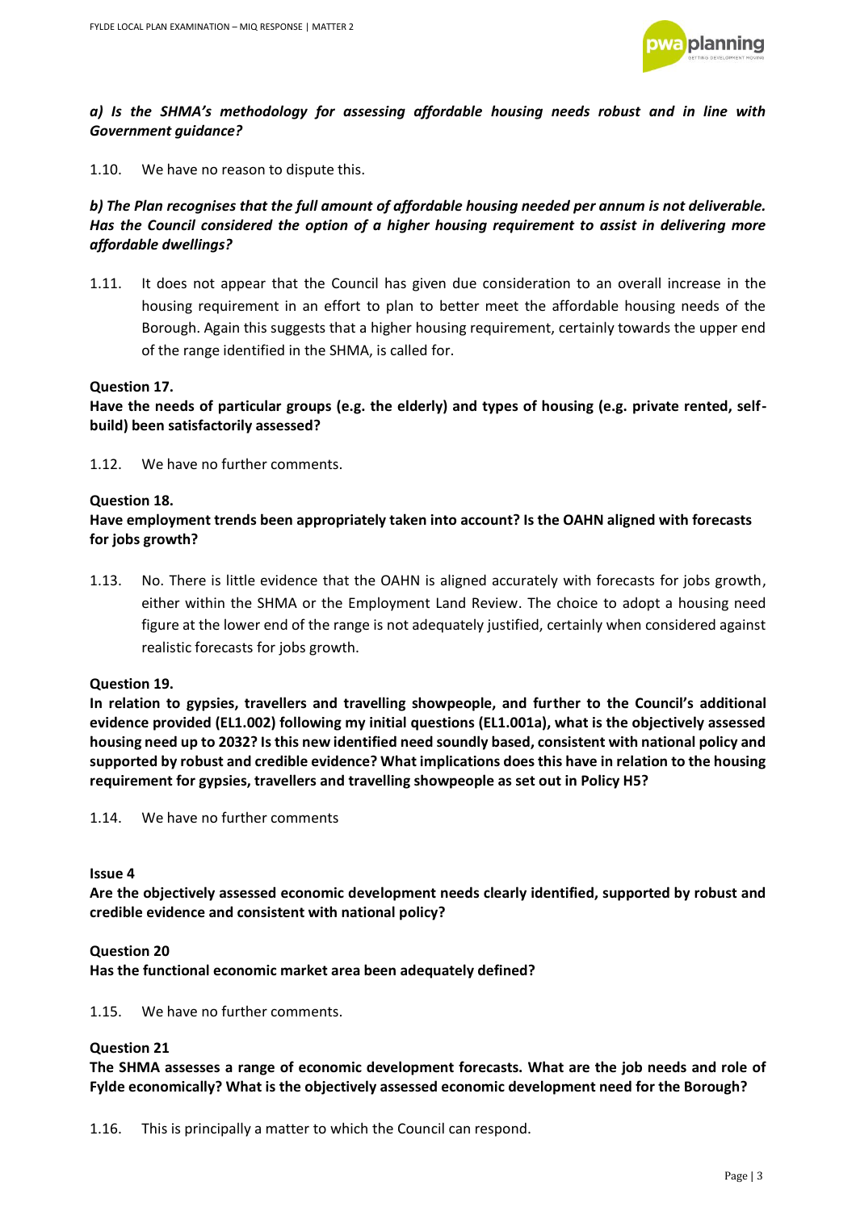***a) Is the SHMA's methodology for assessing affordable housing needs robust and in line with Government guidance?***

1.10. We have no reason to dispute this.

***b) The Plan recognises that the full amount of affordable housing needed per annum is not deliverable. Has the Council considered the option of a higher housing requirement to assist in delivering more affordable dwellings?***

1.11. It does not appear that the Council has given due consideration to an overall increase in the housing requirement in an effort to plan to better meet the affordable housing needs of the Borough. Again this suggests that a higher housing requirement, certainly towards the upper end of the range identified in the SHMA, is called for.

**Question 17.**

**Have the needs of particular groups (e.g. the elderly) and types of housing (e.g. private rented, self-build) been satisfactorily assessed?**

1.12. We have no further comments.

**Question 18.**

**Have employment trends been appropriately taken into account? Is the OAHN aligned with forecasts for jobs growth?**

1.13. No. There is little evidence that the OAHN is aligned accurately with forecasts for jobs growth, either within the SHMA or the Employment Land Review. The choice to adopt a housing need figure at the lower end of the range is not adequately justified, certainly when considered against realistic forecasts for jobs growth.

**Question 19.**

**In relation to gypsies, travellers and travelling showpeople, and further to the Council's additional evidence provided (EL1.002) following my initial questions (EL1.001a), what is the objectively assessed housing need up to 2032? Is this new identified need soundly based, consistent with national policy and supported by robust and credible evidence? What implications does this have in relation to the housing requirement for gypsies, travellers and travelling showpeople as set out in Policy H5?**

1.14. We have no further comments

**Issue 4**

**Are the objectively assessed economic development needs clearly identified, supported by robust and credible evidence and consistent with national policy?**

**Question 20**

**Has the functional economic market area been adequately defined?**

1.15. We have no further comments.

**Question 21**

**The SHMA assesses a range of economic development forecasts. What are the job needs and role of Fylde economically? What is the objectively assessed economic development need for the Borough?**

1.16. This is principally a matter to which the Council can respond.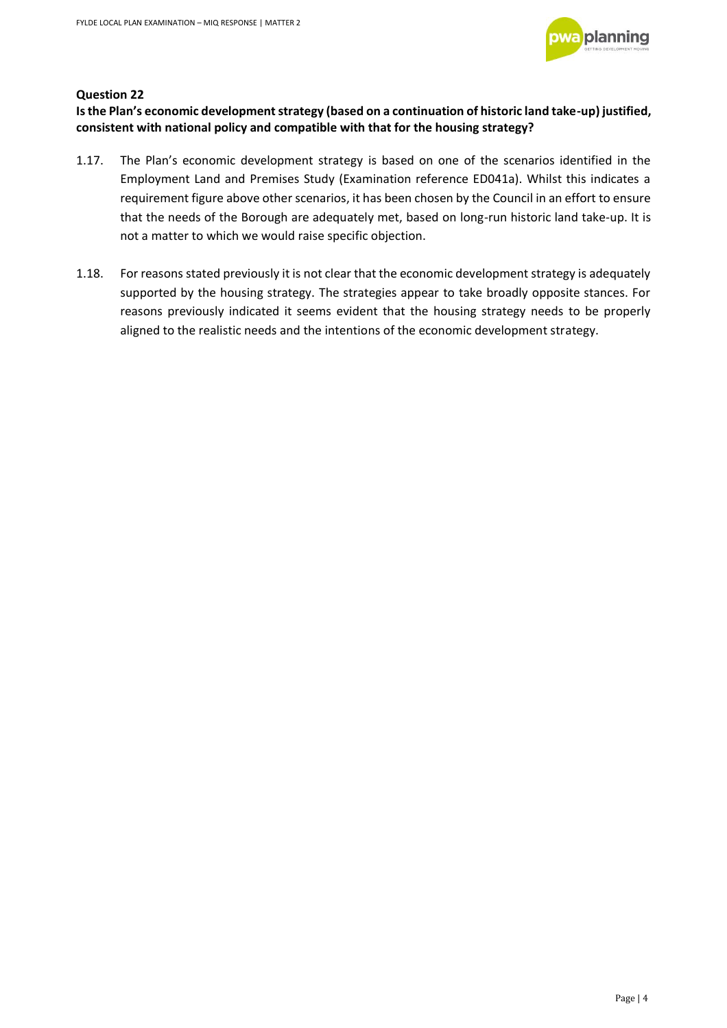### Question 22

**Is the Plan's economic development strategy (based on a continuation of historic land take-up) justified, consistent with national policy and compatible with that for the housing strategy?**

1.17. The Plan's economic development strategy is based on one of the scenarios identified in the Employment Land and Premises Study (Examination reference ED041a). Whilst this indicates a requirement figure above other scenarios, it has been chosen by the Council in an effort to ensure that the needs of the Borough are adequately met, based on long-run historic land take-up. It is not a matter to which we would raise specific objection.

1.18. For reasons stated previously it is not clear that the economic development strategy is adequately supported by the housing strategy. The strategies appear to take broadly opposite stances. For reasons previously indicated it seems evident that the housing strategy needs to be properly aligned to the realistic needs and the intentions of the economic development strategy.